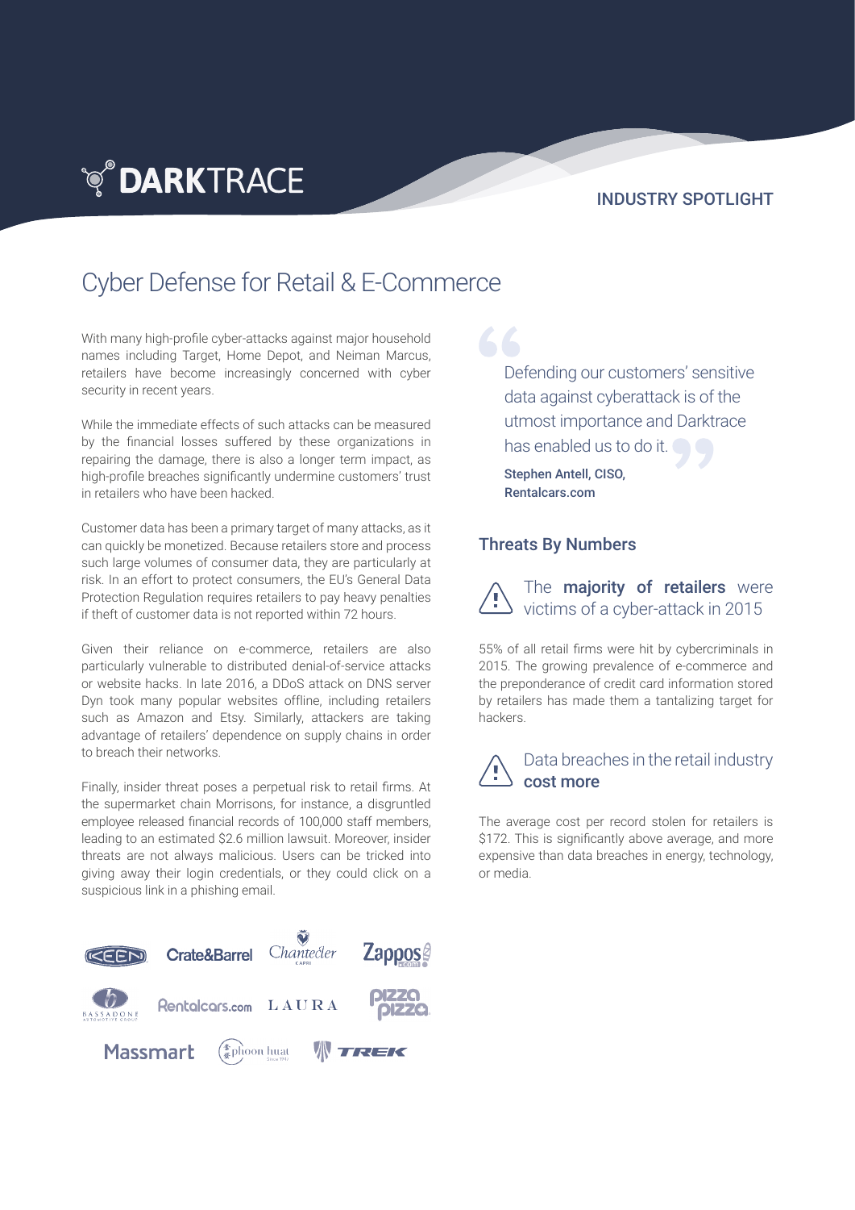DARKTRACE

INDUSTRY SPOTLIGHT

# Cyber Defense for Retail & E-Commerce

With many high-profile cyber-attacks against major household names including Target, Home Depot, and Neiman Marcus, retailers have become increasingly concerned with cyber security in recent years.

While the immediate effects of such attacks can be measured by the financial losses suffered by these organizations in repairing the damage, there is also a longer term impact, as high-profile breaches significantly undermine customers' trust in retailers who have been hacked.

Customer data has been a primary target of many attacks, as it can quickly be monetized. Because retailers store and process such large volumes of consumer data, they are particularly at risk. In an effort to protect consumers, the EU's General Data Protection Regulation requires retailers to pay heavy penalties if theft of customer data is not reported within 72 hours.

Given their reliance on e-commerce, retailers are also particularly vulnerable to distributed denial-of-service attacks or website hacks. In late 2016, a DDoS attack on DNS server Dyn took many popular websites offline, including retailers such as Amazon and Etsy. Similarly, attackers are taking advantage of retailers' dependence on supply chains in order to breach their networks.

Finally, insider threat poses a perpetual risk to retail firms. At the supermarket chain Morrisons, for instance, a disgruntled employee released financial records of 100,000 staff members, leading to an estimated $2.6 million lawsuit. Moreover, insider threats are not always malicious. Users can be tricked into giving away their login credentials, or they could click on a suspicious link in a phishing email.

KEEN · Crate&Barrel · Chantecler Capri · Zappos.com · Bassadone Automotive Group · Rentalcars.com · LAURA · pizza pizza · Massmart · phoon huat · TREK

> Defending our customers' sensitive data against cyberattack is of the utmost importance and Darktrace has enabled us to do it.
>
> **Stephen Antell, CISO, Rentalcars.com**

## Threats By Numbers

### The **majority of retailers** were victims of a cyber-attack in 2015

55% of all retail firms were hit by cybercriminals in 2015. The growing prevalence of e-commerce and the preponderance of credit card information stored by retailers has made them a tantalizing target for hackers.

### Data breaches in the retail industry **cost more**

The average cost per record stolen for retailers is $172. This is significantly above average, and more expensive than data breaches in energy, technology, or media.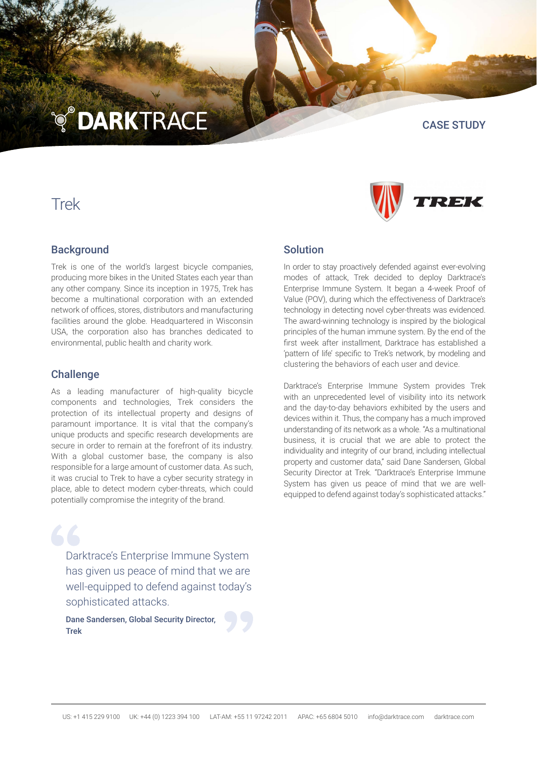DARKTRACE

CASE STUDY

# Trek

## Background

Trek is one of the world's largest bicycle companies, producing more bikes in the United States each year than any other company. Since its inception in 1975, Trek has become a multinational corporation with an extended network of offices, stores, distributors and manufacturing facilities around the globe. Headquartered in Wisconsin USA, the corporation also has branches dedicated to environmental, public health and charity work.

## Challenge

As a leading manufacturer of high-quality bicycle components and technologies, Trek considers the protection of its intellectual property and designs of paramount importance. It is vital that the company's unique products and specific research developments are secure in order to remain at the forefront of its industry. With a global customer base, the company is also responsible for a large amount of customer data. As such, it was crucial to Trek to have a cyber security strategy in place, able to detect modern cyber-threats, which could potentially compromise the integrity of the brand.

> Darktrace's Enterprise Immune System has given us peace of mind that we are well-equipped to defend against today's sophisticated attacks.
>
> **Dane Sandersen, Global Security Director, Trek**

## Solution

In order to stay proactively defended against ever-evolving modes of attack, Trek decided to deploy Darktrace's Enterprise Immune System. It began a 4-week Proof of Value (POV), during which the effectiveness of Darktrace's technology in detecting novel cyber-threats was evidenced. The award-winning technology is inspired by the biological principles of the human immune system. By the end of the first week after installment, Darktrace has established a 'pattern of life' specific to Trek's network, by modeling and clustering the behaviors of each user and device.

Darktrace's Enterprise Immune System provides Trek with an unprecedented level of visibility into its network and the day-to-day behaviors exhibited by the users and devices within it. Thus, the company has a much improved understanding of its network as a whole. "As a multinational business, it is crucial that we are able to protect the individuality and integrity of our brand, including intellectual property and customer data," said Dane Sandersen, Global Security Director at Trek. "Darktrace's Enterprise Immune System has given us peace of mind that we are well-equipped to defend against today's sophisticated attacks."

US: +1 415 229 9100 UK: +44 (0) 1223 394 100 LAT-AM: +55 11 97242 2011 APAC: +65 6804 5010 info@darktrace.com darktrace.com